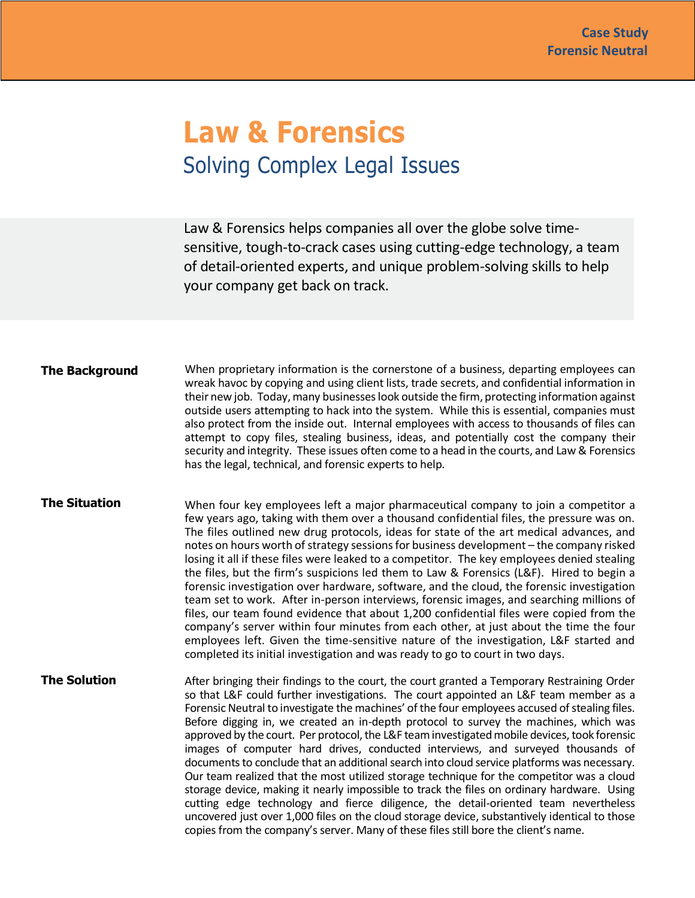Case Study
Forensic Neutral

# Law & Forensics

## Solving Complex Legal Issues

Law & Forensics helps companies all over the globe solve time-sensitive, tough-to-crack cases using cutting-edge technology, a team of detail-oriented experts, and unique problem-solving skills to help your company get back on track.

### The Background

When proprietary information is the cornerstone of a business, departing employees can wreak havoc by copying and using client lists, trade secrets, and confidential information in their new job. Today, many businesses look outside the firm, protecting information against outside users attempting to hack into the system. While this is essential, companies must also protect from the inside out. Internal employees with access to thousands of files can attempt to copy files, stealing business, ideas, and potentially cost the company their security and integrity. These issues often come to a head in the courts, and Law & Forensics has the legal, technical, and forensic experts to help.

### The Situation

When four key employees left a major pharmaceutical company to join a competitor a few years ago, taking with them over a thousand confidential files, the pressure was on. The files outlined new drug protocols, ideas for state of the art medical advances, and notes on hours worth of strategy sessions for business development – the company risked losing it all if these files were leaked to a competitor. The key employees denied stealing the files, but the firm's suspicions led them to Law & Forensics (L&F). Hired to begin a forensic investigation over hardware, software, and the cloud, the forensic investigation team set to work. After in-person interviews, forensic images, and searching millions of files, our team found evidence that about 1,200 confidential files were copied from the company's server within four minutes from each other, at just about the time the four employees left. Given the time-sensitive nature of the investigation, L&F started and completed its initial investigation and was ready to go to court in two days.

### The Solution

After bringing their findings to the court, the court granted a Temporary Restraining Order so that L&F could further investigations. The court appointed an L&F team member as a Forensic Neutral to investigate the machines' of the four employees accused of stealing files. Before digging in, we created an in-depth protocol to survey the machines, which was approved by the court. Per protocol, the L&F team investigated mobile devices, took forensic images of computer hard drives, conducted interviews, and surveyed thousands of documents to conclude that an additional search into cloud service platforms was necessary. Our team realized that the most utilized storage technique for the competitor was a cloud storage device, making it nearly impossible to track the files on ordinary hardware. Using cutting edge technology and fierce diligence, the detail-oriented team nevertheless uncovered just over 1,000 files on the cloud storage device, substantively identical to those copies from the company's server. Many of these files still bore the client's name.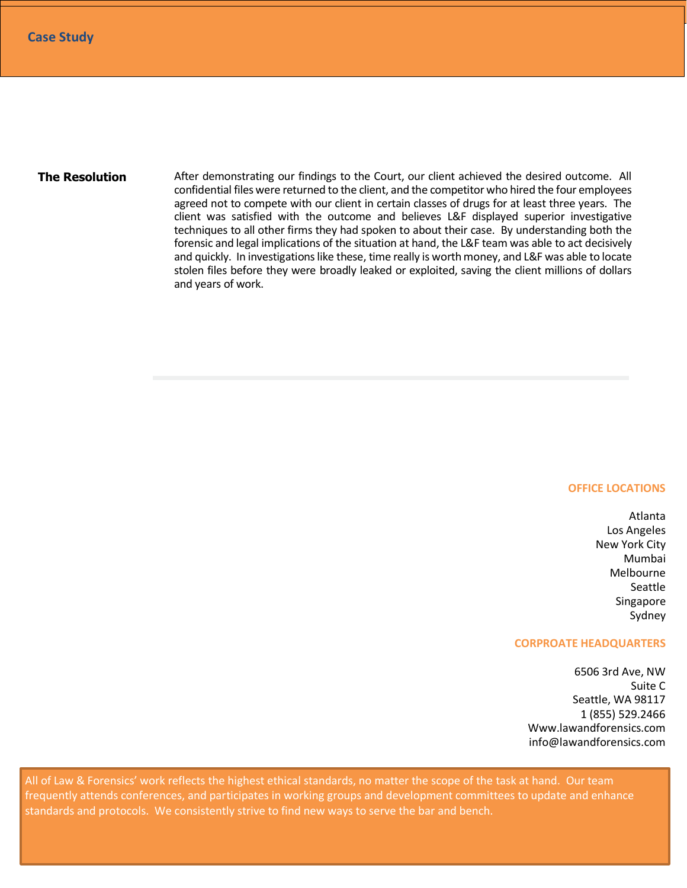**Case Study**

## The Resolution

After demonstrating our findings to the Court, our client achieved the desired outcome. All confidential files were returned to the client, and the competitor who hired the four employees agreed not to compete with our client in certain classes of drugs for at least three years. The client was satisfied with the outcome and believes L&F displayed superior investigative techniques to all other firms they had spoken to about their case. By understanding both the forensic and legal implications of the situation at hand, the L&F team was able to act decisively and quickly. In investigations like these, time really is worth money, and L&F was able to locate stolen files before they were broadly leaked or exploited, saving the client millions of dollars and years of work.

---

**OFFICE LOCATIONS**

Atlanta
Los Angeles
New York City
Mumbai
Melbourne
Seattle
Singapore
Sydney

**CORPROATE HEADQUARTERS**

6506 3rd Ave, NW
Suite C
Seattle, WA 98117
1 (855) 529.2466
Www.lawandforensics.com
info@lawandforensics.com

All of Law & Forensics' work reflects the highest ethical standards, no matter the scope of the task at hand. Our team frequently attends conferences, and participates in working groups and development committees to update and enhance standards and protocols. We consistently strive to find new ways to serve the bar and bench.